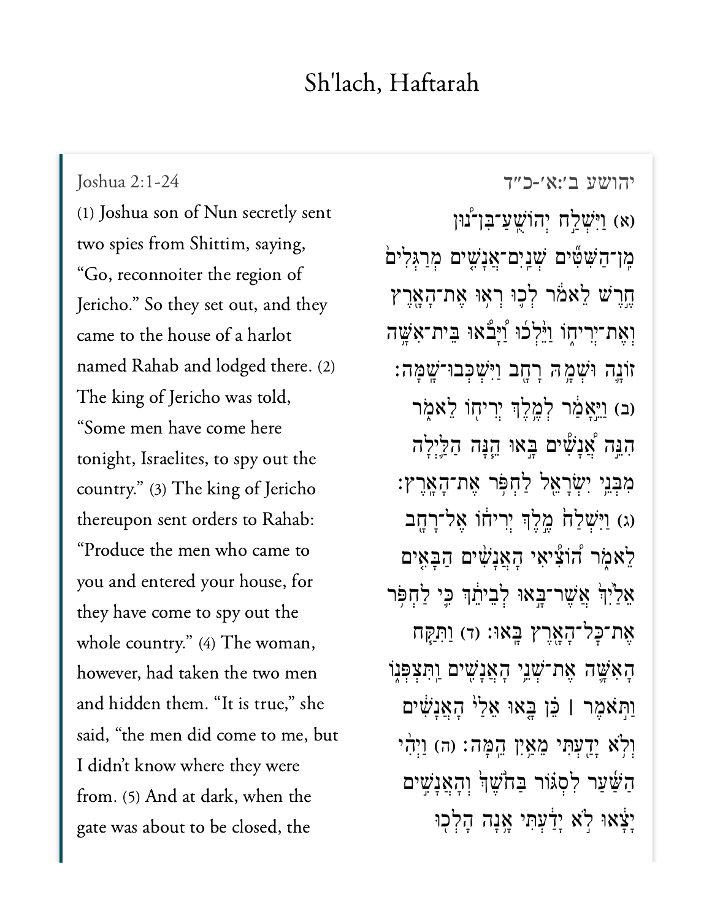# Sh'lach, Haftarah

Joshua 2:1-24

(1) Joshua son of Nun secretly sent two spies from Shittim, saying, "Go, reconnoiter the region of Jericho." So they set out, and they came to the house of a harlot named Rahab and lodged there. (2) The king of Jericho was told, "Some men have come here tonight, Israelites, to spy out the country." (3) The king of Jericho thereupon sent orders to Rahab: "Produce the men who came to you and entered your house, for they have come to spy out the whole country." (4) The woman, however, had taken the two men and hidden them. "It is true," she said, "the men did come to me, but I didn't know where they were from. (5) And at dark, when the gate was about to be closed, the

יהושע ב׳:א׳-כ״ד

(א) וַיִּשְׁלַח יְהוֹשֻׁעַ־בִּן־נוּן מִן־הַשִּׁטִּים שְׁנַיִם־אֲנָשִׁים מְרַגְּלִים חֶרֶשׁ לֵאמֹר לְכוּ רְאוּ אֶת־הָאָרֶץ וְאֶת־יְרִיחוֹ וַיֵּלְכוּ וַיָּבֹאוּ בֵּית־אִשָּׁה זוֹנָה וּשְׁמָהּ רָחָב וַיִּשְׁכְּבוּ־שָׁמָּה׃ (ב) וַיֵּאָמַר לְמֶלֶךְ יְרִיחוֹ לֵאמֹר הִנֵּה אֲנָשִׁים בָּאוּ הֵנָּה הַלַּיְלָה מִבְּנֵי יִשְׂרָאֵל לַחְפֹּר אֶת־הָאָרֶץ׃ (ג) וַיִּשְׁלַח מֶלֶךְ יְרִיחוֹ אֶל־רָחָב לֵאמֹר הוֹצִיאִי הָאֲנָשִׁים הַבָּאִים אֵלַיִךְ אֲשֶׁר־בָּאוּ לְבֵיתֵךְ כִּי לַחְפֹּר אֶת־כָּל־הָאָרֶץ בָּאוּ׃ (ד) וַתִּקַּח הָאִשָּׁה אֶת־שְׁנֵי הָאֲנָשִׁים וַתִּצְפְּנוֹ וַתֹּאמֶר | כֵּן בָּאוּ אֵלַי הָאֲנָשִׁים וְלֹא יָדַעְתִּי מֵאַיִן הֵמָּה׃ (ה) וַיְהִי הַשַּׁעַר לִסְגּוֹר בַּחֹשֶׁךְ וְהָאֲנָשִׁים יָצָאוּ לֹא יָדַעְתִּי אָנָה הָלְכוּ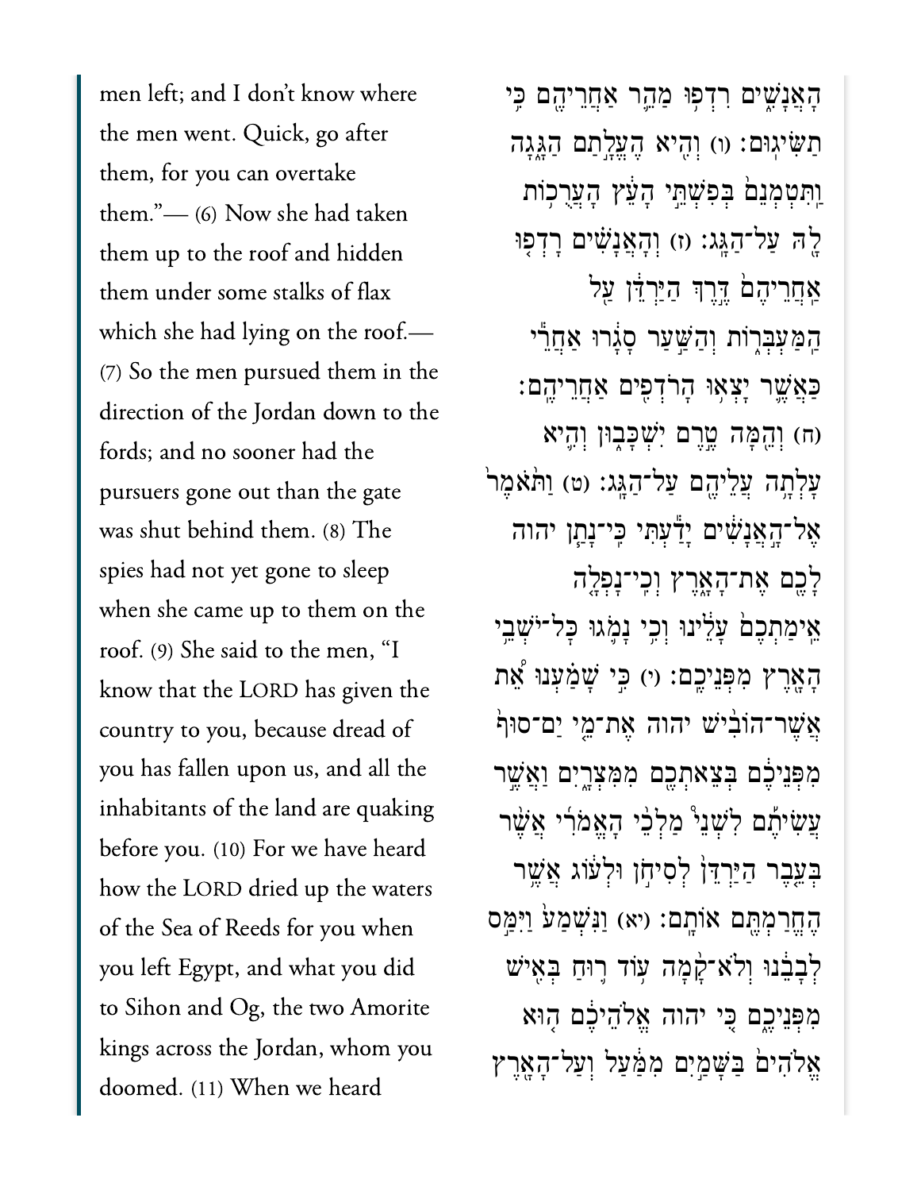men left; and I don't know where the men went. Quick, go after them, for you can overtake them."— (6) Now she had taken them up to the roof and hidden them under some stalks of flax which she had lying on the roof.— (7) So the men pursued them in the direction of the Jordan down to the fords; and no sooner had the pursuers gone out than the gate was shut behind them. (8) The spies had not yet gone to sleep when she came up to them on the roof. (9) She said to the men, "I know that the LORD has given the country to you, because dread of you has fallen upon us, and all the inhabitants of the land are quaking before you. (10) For we have heard how the LORD dried up the waters of the Sea of Reeds for you when you left Egypt, and what you did to Sihon and Og, the two Amorite kings across the Jordan, whom you doomed. (11) When we heard

הָאֲנָשִׁ֑ים רִדְפ֥וּ מַהֵ֛ר אַחֲרֵיהֶ֖ם כִּ֥י תַשִּׂיגֽוּם׃ (ו) וְהִ֖יא הֶעֱלָ֣תַם הַגָּ֑גָה וַֽתִּטְמְנֵם֙ בְּפִשְׁתֵּ֣י הָעֵ֔ץ הָעֲרֻכ֥וֹת לָ֖הּ עַל־הַגָּֽג׃ (ז) וְהָאֲנָשִׁ֗ים רָדְפ֤וּ אַחֲרֵיהֶם֙ דֶּ֣רֶךְ הַיַּרְדֵּ֔ן עַ֖ל הַֽמַּעְבְּר֑וֹת וְהַשַּׁ֣עַר סָגָ֔רוּ אַחֲרֵ֕י כַּאֲשֶׁ֛ר יָצְא֥וּ הָרֹדְפִ֖ים אַחֲרֵיהֶֽם׃ (ח) וְהֵ֖מָּה טֶ֣רֶם יִשְׁכָּב֑וּן וְהִ֛יא עָלְתָ֥ה עֲלֵיהֶ֖ם עַל־הַגָּֽג׃ (ט) וַתֹּ֙אמֶר֙ אֶל־הָ֣אֲנָשִׁ֔ים יָדַ֕עְתִּי כִּֽי־נָתַ֧ן יהוה לָכֶ֖ם אֶת־הָאָ֑רֶץ וְכִֽי־נָפְלָ֤ה אֵֽימַתְכֶם֙ עָלֵ֔ינוּ וְכִ֥י נָמֹ֛גוּ כָּל־יֹשְׁבֵ֥י הָאָ֖רֶץ מִפְּנֵיכֶֽם׃ (י) כִּ֣י שָׁמַ֗עְנוּ אֵ֨ת אֲשֶׁר־הוֹבִ֜ישׁ יהוה אֶת־מֵ֤י יַם־סוּף֙ מִפְּנֵיכֶ֔ם בְּצֵאתְכֶ֖ם מִמִּצְרָ֑יִם וַאֲשֶׁ֣ר עֲשִׂיתֶ֡ם לִשְׁנֵי֩ מַלְכֵ֨י הָאֱמֹרִ֜י אֲשֶׁ֨ר בְּעֵ֤בֶר הַיַּרְדֵּן֙ לְסִיחֹ֣ן וּלְע֔וֹג אֲשֶׁ֥ר הֶחֱרַמְתֶּ֖ם אוֹתָֽם׃ (יא) וַנִּשְׁמַע֙ וַיִּמַּ֣ס לְבָבֵ֔נוּ וְלֹא־קָ֨מָה ע֥וֹד ר֛וּחַ בְּאִ֖ישׁ מִפְּנֵיכֶ֑ם כִּ֚י יהוה אֱלֹהֵיכֶ֔ם ה֣וּא אֱלֹהִים֙ בַּשָּׁמַ֣יִם מִמַּ֔עַל וְעַל־הָאָ֖רֶץ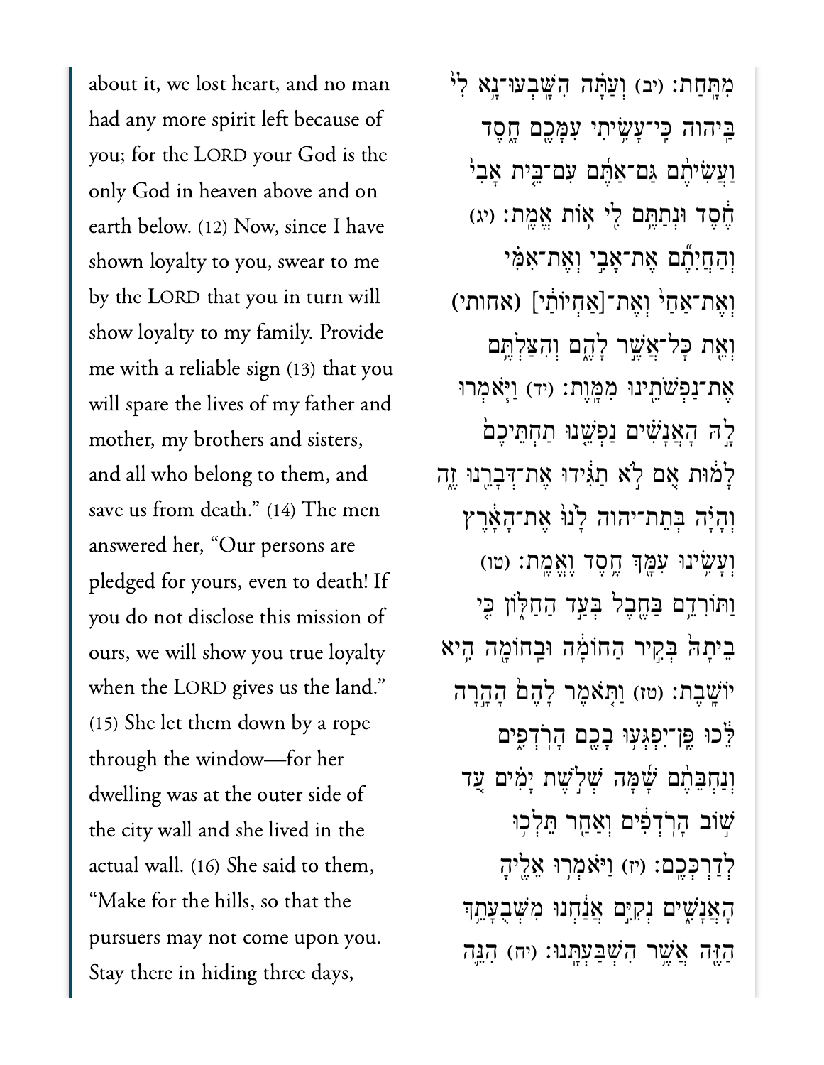about it, we lost heart, and no man had any more spirit left because of you; for the LORD your God is the only God in heaven above and on earth below. (12) Now, since I have shown loyalty to you, swear to me by the LORD that you in turn will show loyalty to my family. Provide me with a reliable sign (13) that you will spare the lives of my father and mother, my brothers and sisters, and all who belong to them, and save us from death." (14) The men answered her, "Our persons are pledged for yours, even to death! If you do not disclose this mission of ours, we will show you true loyalty when the LORD gives us the land." (15) She let them down by a rope through the window—for her dwelling was at the outer side of the city wall and she lived in the actual wall. (16) She said to them, "Make for the hills, so that the pursuers may not come upon you. Stay there in hiding three days,

מִתַּחַת׃ (יב) וְעַתָּה הִשָּׁבְעוּ־נָא לִי֙ בַּיהוה כִּֽי־עָשִׂ֥יתִי עִמָּכֶ֖ם חָ֑סֶד וַעֲשִׂיתֶ֨ם גַּם־אַתֶּ֜ם עִם־בֵּ֤ית אָבִי֙ חֶ֔סֶד וּנְתַתֶּ֥ם לִ֖י א֥וֹת אֱמֶֽת׃ (יג) וְהַחֲיִתֶ֞ם אֶת־אָבִ֣י וְאֶת־אִמִּ֗י וְאֶת־אַחַי֙ וְאֶת־[אַחְיוֹתַ֔י] (אחותי) וְאֵ֖ת כָּל־אֲשֶׁ֣ר לָהֶ֑ם וְהִצַּלְתֶּ֥ם אֶת־נַפְשֹׁתֵ֖ינוּ מִמָּֽוֶת׃ (יד) וַיֹּ֧אמְרוּ לָ֣הּ הָאֲנָשִׁ֗ים נַפְשֵׁ֤נוּ תַחְתֵּיכֶם֙ לָמ֔וּת אִ֚ם לֹ֣א תַגִּ֔ידוּ אֶת־דְּבָרֵ֖נוּ זֶ֑ה וְהָיָ֗ה בְּתֵת־יהוה לָ֙נוּ֙ אֶת־הָאָ֔רֶץ וְעָשִׂ֥ינוּ עִמָּ֖ךְ חֶ֥סֶד וֶאֱמֶֽת׃ (טו) וַתּוֹרִדֵ֥ם בַּחֶ֖בֶל בְּעַ֣ד הַחַלּ֑וֹן כִּ֤י בֵיתָהּ֙ בְּקִ֣יר הַחוֹמָ֔ה וּבַחוֹמָ֖ה הִ֥יא יוֹשָֽׁבֶת׃ (טז) וַתֹּ֤אמֶר לָהֶם֙ הָהָ֣רָה לֵּ֔כוּ פֶּֽן־יִפְגְּע֥וּ בָכֶ֖ם הָרֹדְפִ֑ים וְנַחְבֵּתֶ֨ם שָׁ֜מָּה שְׁלֹ֣שֶׁת יָמִ֗ים עַ֚ד שׁ֣וֹב הָרֹֽדְפִ֔ים וְאַחַ֖ר תֵּלְכ֥וּ לְדַרְכְּכֶֽם׃ (יז) וַיֹּאמְר֥וּ אֵלֶ֖יהָ הָאֲנָשִׁ֑ים נְקִיִּ֣ם אֲנַ֔חְנוּ מִשְּׁבֻעָתֵ֥ךְ הַזֶּ֖ה אֲשֶׁ֥ר הִשְׁבַּעְתָּֽנוּ׃ (יח) הִנֵּ֛ה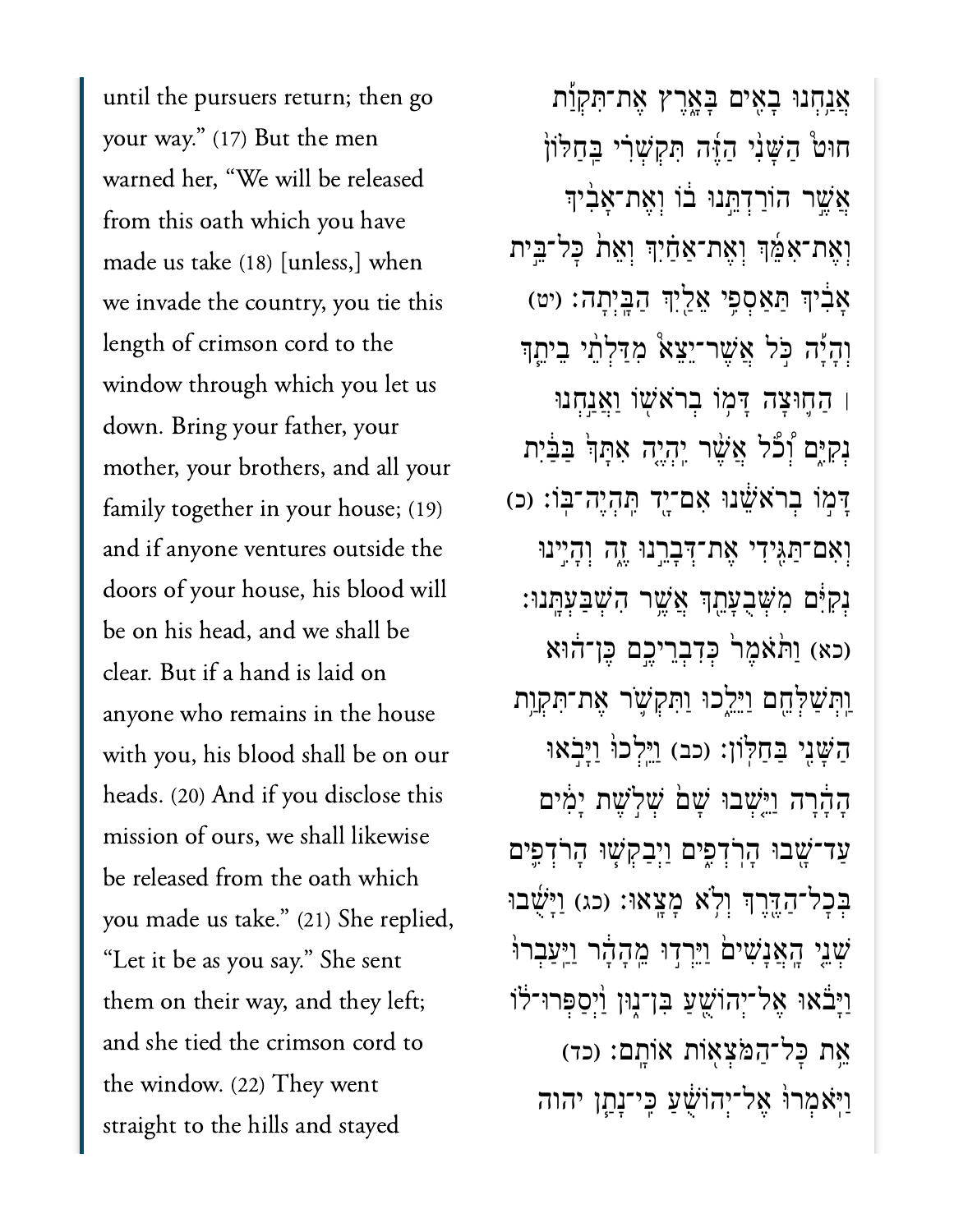until the pursuers return; then go your way." (17) But the men warned her, "We will be released from this oath which you have made us take (18) [unless,] when we invade the country, you tie this length of crimson cord to the window through which you let us down. Bring your father, your mother, your brothers, and all your family together in your house; (19) and if anyone ventures outside the doors of your house, his blood will be on his head, and we shall be clear. But if a hand is laid on anyone who remains in the house with you, his blood shall be on our heads. (20) And if you disclose this mission of ours, we shall likewise be released from the oath which you made us take." (21) She replied, "Let it be as you say." She sent them on their way, and they left; and she tied the crimson cord to the window. (22) They went straight to the hills and stayed

אֲנַחְנוּ בָאִים בָּאָרֶץ אֶת־תִּקְוַת חוּט הַשָּׁנִי הַזֶּה תִּקְשְׁרִי בַּחַלּוֹן אֲשֶׁר הוֹרַדְתֵּנוּ בוֹ וְאֶת־אָבִיךְ וְאֶת־אִמֵּךְ וְאֶת־אַחַיִךְ וְאֵת כָּל־בֵּית אָבִיךְ תַּאַסְפִי אֵלַיִךְ הַבָּיְתָה׃ (יט) וְהָיָה כֹּל אֲשֶׁר־יֵצֵא מִדַּלְתֵי בֵיתֵךְ ׀ הַחוּצָה דָּמוֹ בְרֹאשׁוֹ וַאֲנַחְנוּ נְקִיִּם וְכֹל אֲשֶׁר יִהְיֶה אִתָּךְ בַּבַּיִת דָּמוֹ בְרֹאשֵׁנוּ אִם־יָד תִּהְיֶה־בּוֹ׃ (כ) וְאִם־תַּגִּידִי אֶת־דְּבָרֵנוּ זֶה וְהָיִינוּ נְקִיִּם מִשְּׁבֻעָתֵךְ אֲשֶׁר הִשְׁבַּעְתָּנוּ׃ (כא) וַתֹּאמֶר כְּדִבְרֵיכֶם כֶּן־הוּא וַתְּשַׁלְּחֵם וַיֵּלֵכוּ וַתִּקְשֹׁר אֶת־תִּקְוַת הַשָּׁנִי בַּחַלּוֹן׃ (כב) וַיֵּלְכוּ וַיָּבֹאוּ הָהָרָה וַיֵּשְׁבוּ שָׁם שְׁלֹשֶׁת יָמִים עַד־שָׁבוּ הָרֹדְפִים וַיְבַקְשׁוּ הָרֹדְפִים בְּכָל־הַדֶּרֶךְ וְלֹא מָצָאוּ׃ (כג) וַיָּשֻׁבוּ שְׁנֵי הָאֲנָשִׁים וַיֵּרְדוּ מֵהָהָר וַיַּעַבְרוּ וַיָּבֹאוּ אֶל־יְהוֹשֻׁעַ בִּן־נוּן וַיְסַפְּרוּ־לוֹ אֵת כָּל־הַמֹּצְאוֹת אוֹתָם׃ (כד) וַיֹּאמְרוּ אֶל־יְהוֹשֻׁעַ כִּי־נָתַן יהוה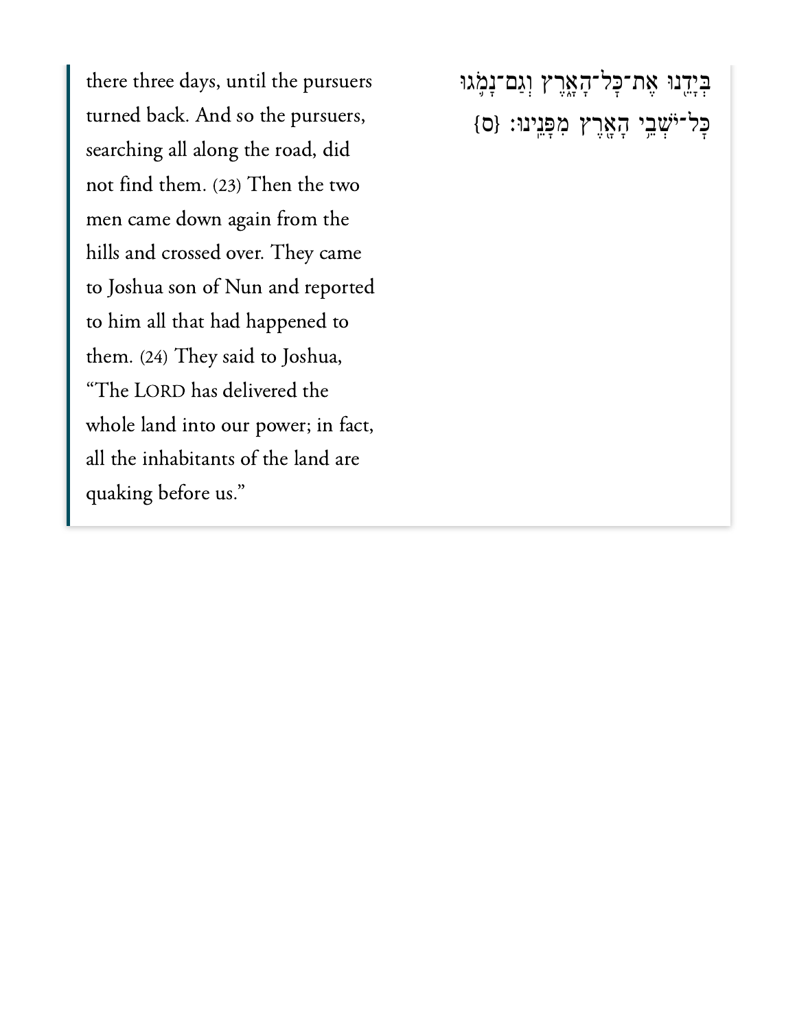there three days, until the pursuers turned back. And so the pursuers, searching all along the road, did not find them. (23) Then the two men came down again from the hills and crossed over. They came to Joshua son of Nun and reported to him all that had happened to them. (24) They said to Joshua, “The LORD has delivered the whole land into our power; in fact, all the inhabitants of the land are quaking before us.”

בְּיָדֵ֖נוּ אֶת־כׇּל־הָאָ֑רֶץ וְגַם־נָמֹ֛גוּ כׇּל־יֹשְׁבֵ֥י הָאָ֖רֶץ מִפָּנֵֽינוּ׃ {ס}